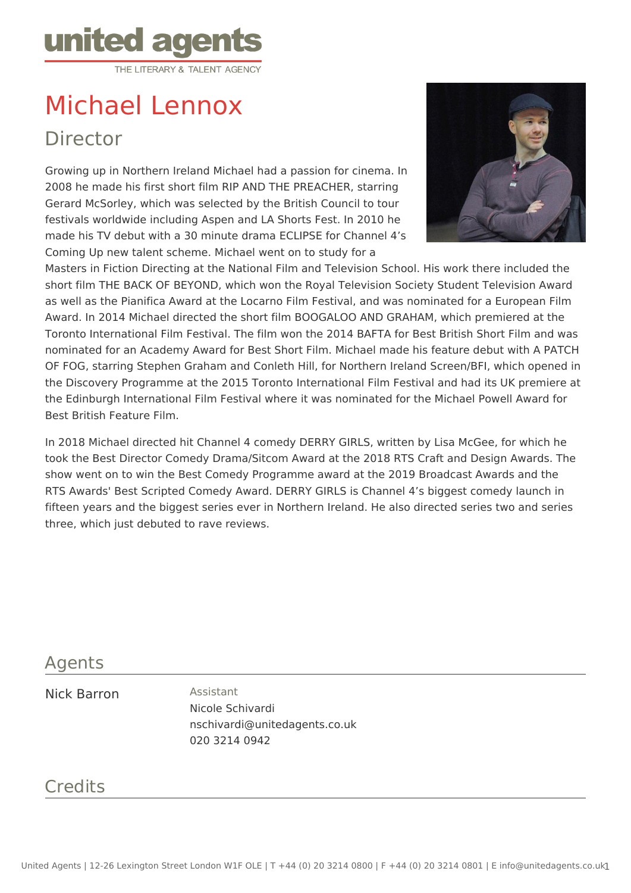united agents
THE LITERARY & TALENT AGENCY

# Michael Lennox

## Director

Growing up in Northern Ireland Michael had a passion for cinema. In 2008 he made his first short film RIP AND THE PREACHER, starring Gerard McSorley, which was selected by the British Council to tour festivals worldwide including Aspen and LA Shorts Fest. In 2010 he made his TV debut with a 30 minute drama ECLIPSE for Channel 4's Coming Up new talent scheme. Michael went on to study for a Masters in Fiction Directing at the National Film and Television School. His work there included the short film THE BACK OF BEYOND, which won the Royal Television Society Student Television Award as well as the Pianifica Award at the Locarno Film Festival, and was nominated for a European Film Award. In 2014 Michael directed the short film BOOGALOO AND GRAHAM, which premiered at the Toronto International Film Festival. The film won the 2014 BAFTA for Best British Short Film and was nominated for an Academy Award for Best Short Film. Michael made his feature debut with A PATCH OF FOG, starring Stephen Graham and Conleth Hill, for Northern Ireland Screen/BFI, which opened in the Discovery Programme at the 2015 Toronto International Film Festival and had its UK premiere at the Edinburgh International Film Festival where it was nominated for the Michael Powell Award for Best British Feature Film.

In 2018 Michael directed hit Channel 4 comedy DERRY GIRLS, written by Lisa McGee, for which he took the Best Director Comedy Drama/Sitcom Award at the 2018 RTS Craft and Design Awards. The show went on to win the Best Comedy Programme award at the 2019 Broadcast Awards and the RTS Awards' Best Scripted Comedy Award. DERRY GIRLS is Channel 4's biggest comedy launch in fifteen years and the biggest series ever in Northern Ireland. He also directed series two and series three, which just debuted to rave reviews.

## Agents

Nick Barron

Assistant
Nicole Schivardi
nschivardi@unitedagents.co.uk
020 3214 0942

## Credits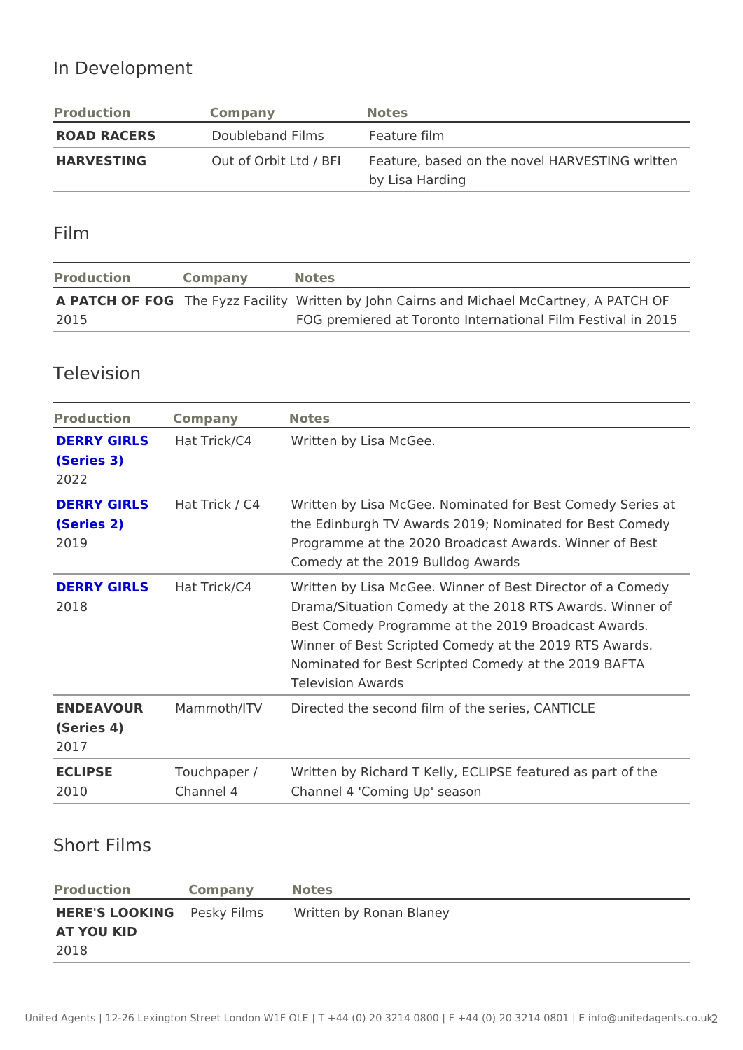## In Development

| Production | Company | Notes |
|---|---|---|
| **ROAD RACERS** | Doubleband Films | Feature film |
| **HARVESTING** | Out of Orbit Ltd / BFI | Feature, based on the novel HARVESTING written by Lisa Harding |

## Film

| Production | Company | Notes |
|---|---|---|
| **A PATCH OF FOG** 2015 | The Fyzz Facility | Written by John Cairns and Michael McCartney, A PATCH OF FOG premiered at Toronto International Film Festival in 2015 |

## Television

| Production | Company | Notes |
|---|---|---|
| **DERRY GIRLS (Series 3)** 2022 | Hat Trick/C4 | Written by Lisa McGee. |
| **DERRY GIRLS (Series 2)** 2019 | Hat Trick / C4 | Written by Lisa McGee. Nominated for Best Comedy Series at the Edinburgh TV Awards 2019; Nominated for Best Comedy Programme at the 2020 Broadcast Awards. Winner of Best Comedy at the 2019 Bulldog Awards |
| **DERRY GIRLS** 2018 | Hat Trick/C4 | Written by Lisa McGee. Winner of Best Director of a Comedy Drama/Situation Comedy at the 2018 RTS Awards. Winner of Best Comedy Programme at the 2019 Broadcast Awards. Winner of Best Scripted Comedy at the 2019 RTS Awards. Nominated for Best Scripted Comedy at the 2019 BAFTA Television Awards |
| **ENDEAVOUR (Series 4)** 2017 | Mammoth/ITV | Directed the second film of the series, CANTICLE |
| **ECLIPSE** 2010 | Touchpaper / Channel 4 | Written by Richard T Kelly, ECLIPSE featured as part of the Channel 4 'Coming Up' season |

## Short Films

| Production | Company | Notes |
|---|---|---|
| **HERE'S LOOKING AT YOU KID** 2018 | Pesky Films | Written by Ronan Blaney |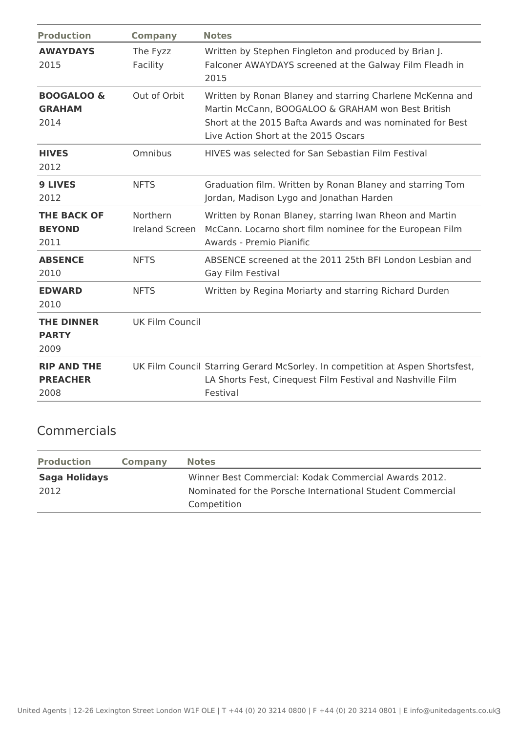| Production | Company | Notes |
|---|---|---|
| **AWAYDAYS** 2015 | The Fyzz Facility | Written by Stephen Fingleton and produced by Brian J. Falconer AWAYDAYS screened at the Galway Film Fleadh in 2015 |
| **BOOGALOO & GRAHAM** 2014 | Out of Orbit | Written by Ronan Blaney and starring Charlene McKenna and Martin McCann, BOOGALOO & GRAHAM won Best British Short at the 2015 Bafta Awards and was nominated for Best Live Action Short at the 2015 Oscars |
| **HIVES** 2012 | Omnibus | HIVES was selected for San Sebastian Film Festival |
| **9 LIVES** 2012 | NFTS | Graduation film. Written by Ronan Blaney and starring Tom Jordan, Madison Lygo and Jonathan Harden |
| **THE BACK OF BEYOND** 2011 | Northern Ireland Screen | Written by Ronan Blaney, starring Iwan Rheon and Martin McCann. Locarno short film nominee for the European Film Awards - Premio Pianific |
| **ABSENCE** 2010 | NFTS | ABSENCE screened at the 2011 25th BFI London Lesbian and Gay Film Festival |
| **EDWARD** 2010 | NFTS | Written by Regina Moriarty and starring Richard Durden |
| **THE DINNER PARTY** 2009 | UK Film Council | |
| **RIP AND THE PREACHER** 2008 | UK Film Council | Starring Gerard McSorley. In competition at Aspen Shortsfest, LA Shorts Fest, Cinequest Film Festival and Nashville Film Festival |

## Commercials

| Production | Company | Notes |
|---|---|---|
| **Saga Holidays** 2012 | | Winner Best Commercial: Kodak Commercial Awards 2012. Nominated for the Porsche International Student Commercial Competition |